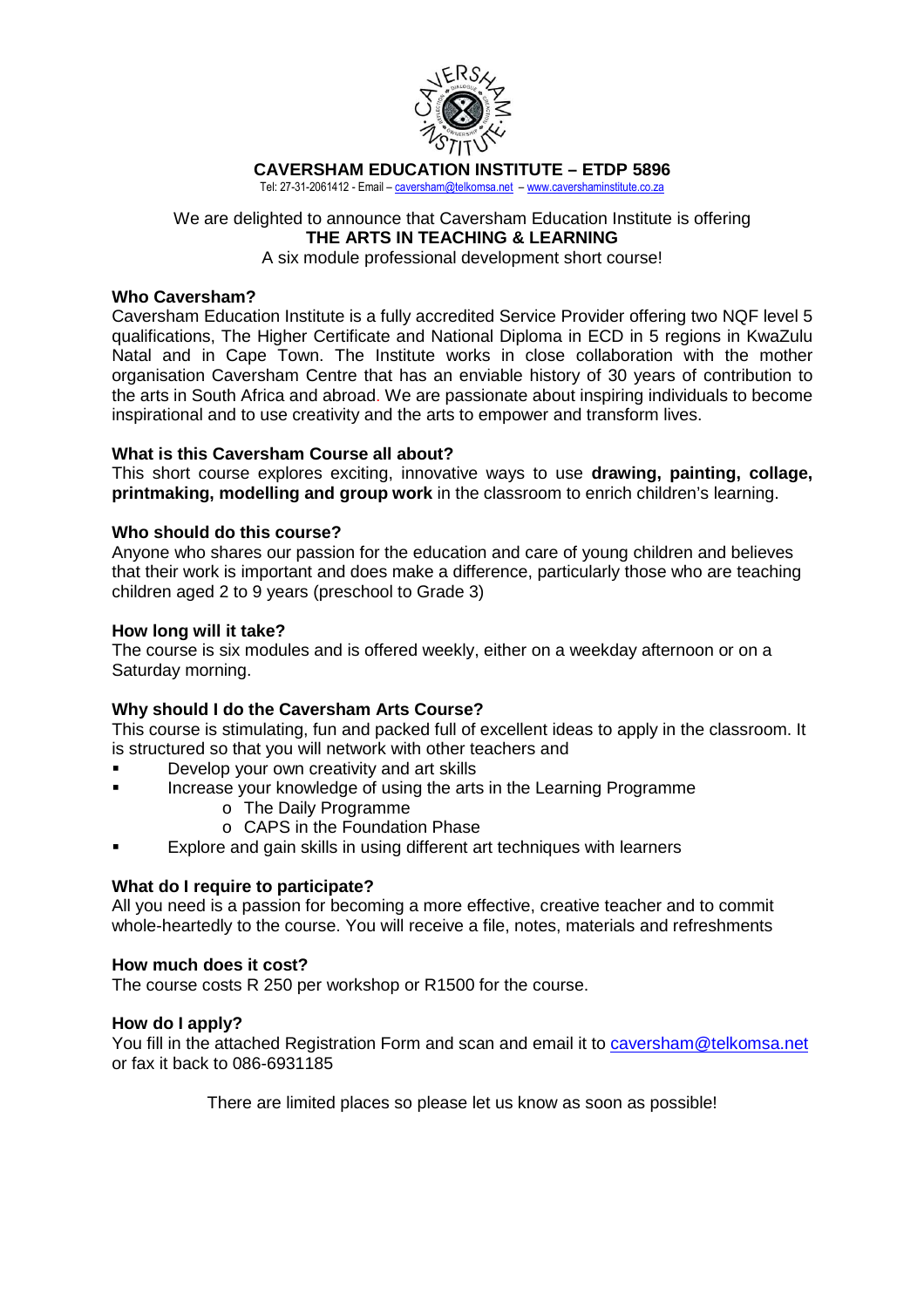# CAVERSHAM EDUCATION INSTITUTE – ETDP 5896

Tel: 27-31-2061412 - Email – caversham@telkomsa.net – www.cavershaminstitute.co.za

We are delighted to announce that Caversham Education Institute is offering

**THE ARTS IN TEACHING & LEARNING**

A six module professional development short course!

## Who Caversham?

Caversham Education Institute is a fully accredited Service Provider offering two NQF level 5 qualifications, The Higher Certificate and National Diploma in ECD in 5 regions in KwaZulu Natal and in Cape Town. The Institute works in close collaboration with the mother organisation Caversham Centre that has an enviable history of 30 years of contribution to the arts in South Africa and abroad. We are passionate about inspiring individuals to become inspirational and to use creativity and the arts to empower and transform lives.

## What is this Caversham Course all about?

This short course explores exciting, innovative ways to use **drawing, painting, collage, printmaking, modelling and group work** in the classroom to enrich children's learning.

## Who should do this course?

Anyone who shares our passion for the education and care of young children and believes that their work is important and does make a difference, particularly those who are teaching children aged 2 to 9 years (preschool to Grade 3)

## How long will it take?

The course is six modules and is offered weekly, either on a weekday afternoon or on a Saturday morning.

## Why should I do the Caversham Arts Course?

This course is stimulating, fun and packed full of excellent ideas to apply in the classroom. It is structured so that you will network with other teachers and

- Develop your own creativity and art skills
- Increase your knowledge of using the arts in the Learning Programme
  - The Daily Programme
  - CAPS in the Foundation Phase
- Explore and gain skills in using different art techniques with learners

## What do I require to participate?

All you need is a passion for becoming a more effective, creative teacher and to commit whole-heartedly to the course. You will receive a file, notes, materials and refreshments

## How much does it cost?

The course costs R 250 per workshop or R1500 for the course.

## How do I apply?

You fill in the attached Registration Form and scan and email it to caversham@telkomsa.net or fax it back to 086-6931185

There are limited places so please let us know as soon as possible!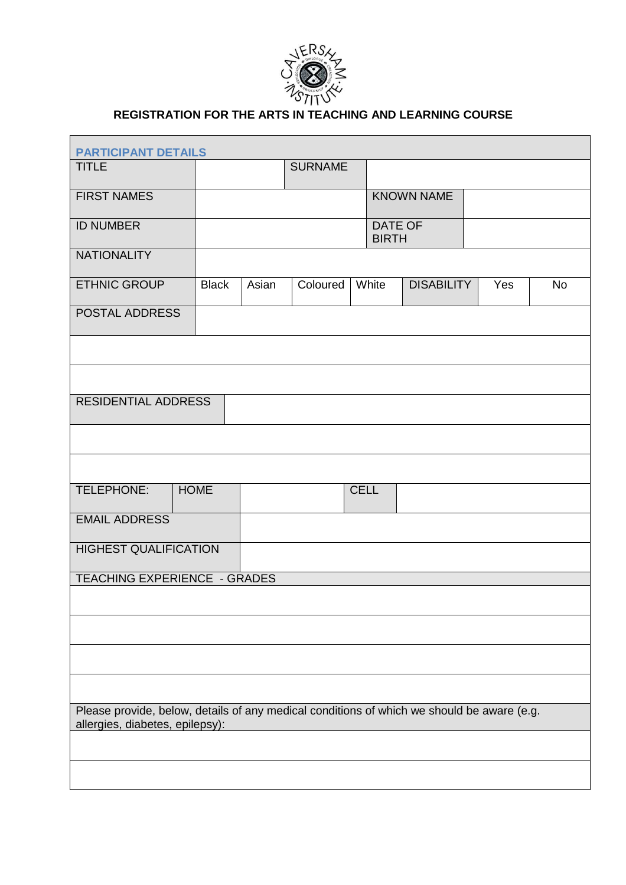## REGISTRATION FOR THE ARTS IN TEACHING AND LEARNING COURSE

| PARTICIPANT DETAILS | | | | | | | |
|---|---|---|---|---|---|---|---|
| TITLE | | SURNAME | | | | | |
| FIRST NAMES | | | KNOWN NAME | | | | |
| ID NUMBER | | | DATE OF BIRTH | | | | |
| NATIONALITY | | | | | | | |
| ETHNIC GROUP | Black | Asian | Coloured | White | DISABILITY | Yes | No |
| POSTAL ADDRESS | | | | | | | |
| | | | | | | | |
| | | | | | | | |
| RESIDENTIAL ADDRESS | | | | | | | |
| | | | | | | | |
| | | | | | | | |
| TELEPHONE: | HOME | | CELL | | | | |
| EMAIL ADDRESS | | | | | | | |
| HIGHEST QUALIFICATION | | | | | | | |
| TEACHING EXPERIENCE - GRADES | | | | | | | |
| | | | | | | | |
| | | | | | | | |
| | | | | | | | |
| | | | | | | | |
| Please provide, below, details of any medical conditions of which we should be aware (e.g. allergies, diabetes, epilepsy): | | | | | | | |
| | | | | | | | |
| | | | | | | | |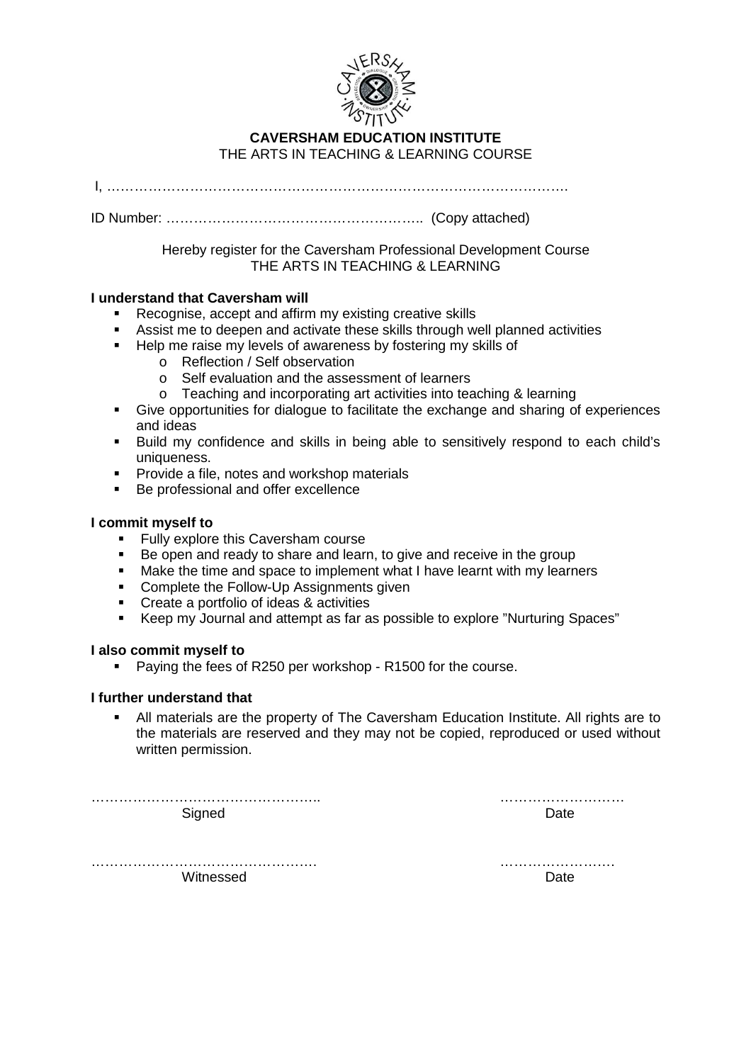**CAVERSHAM EDUCATION INSTITUTE**
THE ARTS IN TEACHING & LEARNING COURSE

I, ……………………………………………………………………………………….

ID Number: ……………………………………………….. (Copy attached)

Hereby register for the Caversham Professional Development Course
THE ARTS IN TEACHING & LEARNING

**I understand that Caversham will**

- Recognise, accept and affirm my existing creative skills
- Assist me to deepen and activate these skills through well planned activities
- Help me raise my levels of awareness by fostering my skills of
  - Reflection / Self observation
  - Self evaluation and the assessment of learners
  - Teaching and incorporating art activities into teaching & learning
- Give opportunities for dialogue to facilitate the exchange and sharing of experiences and ideas
- Build my confidence and skills in being able to sensitively respond to each child's uniqueness.
- Provide a file, notes and workshop materials
- Be professional and offer excellence

**I commit myself to**

- Fully explore this Caversham course
- Be open and ready to share and learn, to give and receive in the group
- Make the time and space to implement what I have learnt with my learners
- Complete the Follow-Up Assignments given
- Create a portfolio of ideas & activities
- Keep my Journal and attempt as far as possible to explore "Nurturing Spaces"

**I also commit myself to**

- Paying the fees of R250 per workshop - R1500 for the course.

**I further understand that**

- All materials are the property of The Caversham Education Institute. All rights are to the materials are reserved and they may not be copied, reproduced or used without written permission.

………………………………………….. ………………………
Signed Date

…………………………………………. ……………………
Witnessed Date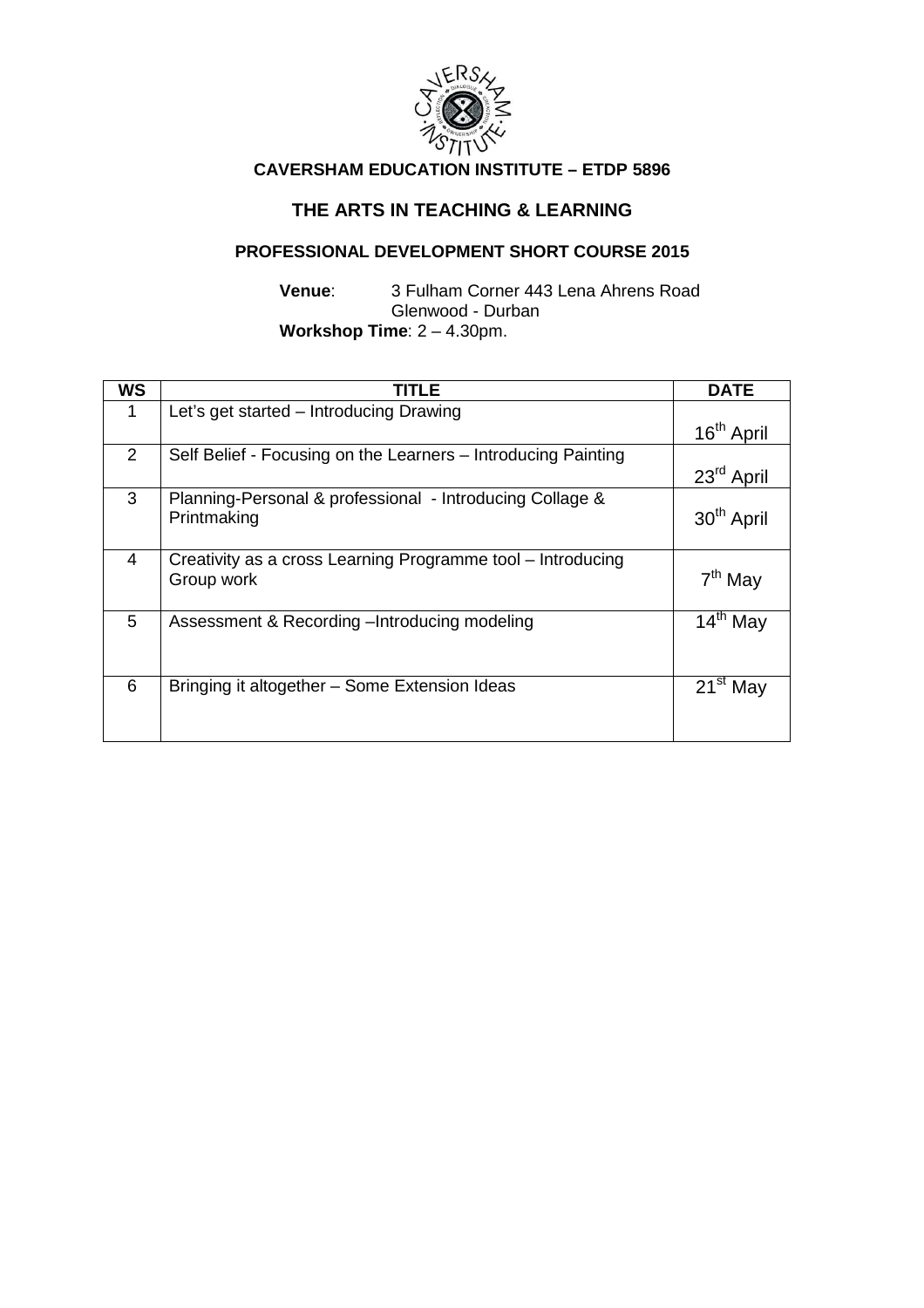**CAVERSHAM EDUCATION INSTITUTE – ETDP 5896**

## THE ARTS IN TEACHING & LEARNING

### PROFESSIONAL DEVELOPMENT SHORT COURSE 2015

**Venue**: 3 Fulham Corner 443 Lena Ahrens Road
Glenwood - Durban

**Workshop Time**: 2 – 4.30pm.

| WS | TITLE | DATE |
|---|---|---|
| 1 | Let's get started – Introducing Drawing | 16th April |
| 2 | Self Belief - Focusing on the Learners – Introducing Painting | 23rd April |
| 3 | Planning-Personal & professional - Introducing Collage & Printmaking | 30th April |
| 4 | Creativity as a cross Learning Programme tool – Introducing Group work | 7th May |
| 5 | Assessment & Recording –Introducing modeling | 14th May |
| 6 | Bringing it altogether – Some Extension Ideas | 21st May |